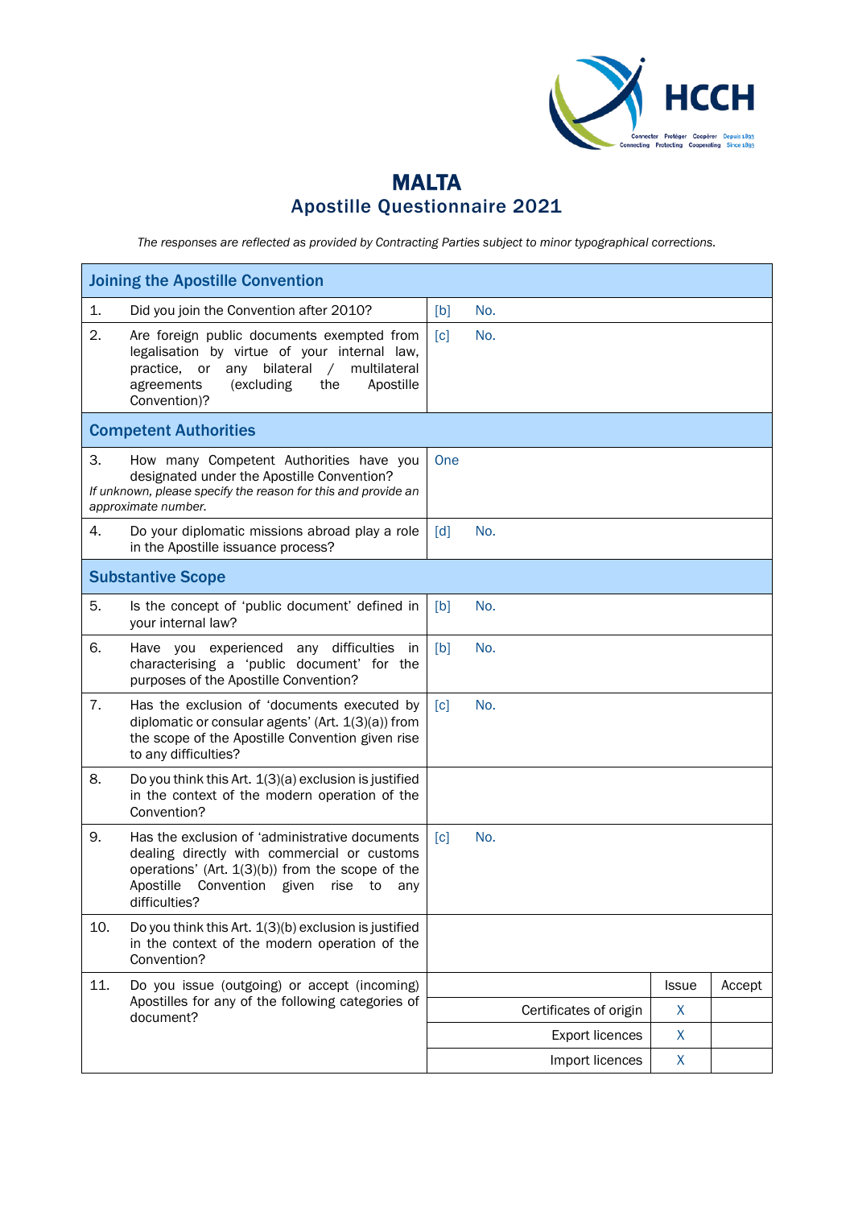# MALTA
## Apostille Questionnaire 2021

*The responses are reflected as provided by Contracting Parties subject to minor typographical corrections.*

| Joining the Apostille Convention | | | |
|---|---|---|---|
| 1. Did you join the Convention after 2010? | [b] No. | | |
| 2. Are foreign public documents exempted from legalisation by virtue of your internal law, practice, or any bilateral / multilateral agreements (excluding the Apostille Convention)? | [c] No. | | |
| **Competent Authorities** | | | |
| 3. How many Competent Authorities have you designated under the Apostille Convention? *If unknown, please specify the reason for this and provide an approximate number.* | One | | |
| 4. Do your diplomatic missions abroad play a role in the Apostille issuance process? | [d] No. | | |
| **Substantive Scope** | | | |
| 5. Is the concept of 'public document' defined in your internal law? | [b] No. | | |
| 6. Have you experienced any difficulties in characterising a 'public document' for the purposes of the Apostille Convention? | [b] No. | | |
| 7. Has the exclusion of 'documents executed by diplomatic or consular agents' (Art. 1(3)(a)) from the scope of the Apostille Convention given rise to any difficulties? | [c] No. | | |
| 8. Do you think this Art. 1(3)(a) exclusion is justified in the context of the modern operation of the Convention? | | | |
| 9. Has the exclusion of 'administrative documents dealing directly with commercial or customs operations' (Art. 1(3)(b)) from the scope of the Apostille Convention given rise to any difficulties? | [c] No. | | |
| 10. Do you think this Art. 1(3)(b) exclusion is justified in the context of the modern operation of the Convention? | | | |
| 11. Do you issue (outgoing) or accept (incoming) Apostilles for any of the following categories of document? | | Issue | Accept |
| | Certificates of origin | X | |
| | Export licences | X | |
| | Import licences | X | |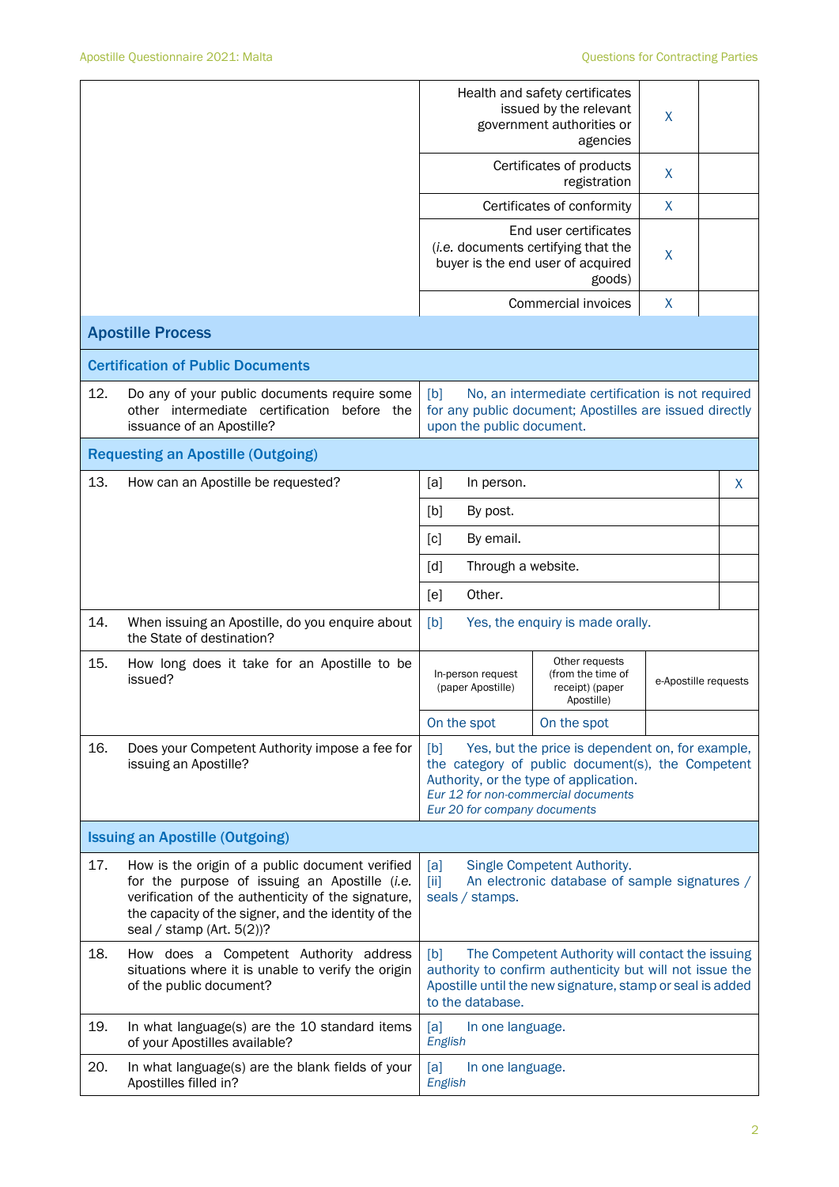| | | | |
|---|---|---|---|
| | Health and safety certificates issued by the relevant government authorities or agencies | X | |
| | Certificates of products registration | X | |
| | Certificates of conformity | X | |
| | End user certificates (*i.e.* documents certifying that the buyer is the end user of acquired goods) | X | |
| | Commercial invoices | X | |

## Apostille Process

### Certification of Public Documents

| | |
|---|---|
| 12. Do any of your public documents require some other intermediate certification before the issuance of an Apostille? | [b] No, an intermediate certification is not required for any public document; Apostilles are issued directly upon the public document. |

### Requesting an Apostille (Outgoing)

| | | |
|---|---|---|
| 13. How can an Apostille be requested? | [a] In person. | X |
| | [b] By post. | |
| | [c] By email. | |
| | [d] Through a website. | |
| | [e] Other. | |

| | |
|---|---|
| 14. When issuing an Apostille, do you enquire about the State of destination? | [b] Yes, the enquiry is made orally. |

| | | | |
|---|---|---|---|
| 15. How long does it take for an Apostille to be issued? | In-person request (paper Apostille) | Other requests (from the time of receipt) (paper Apostille) | e-Apostille requests |
| | On the spot | On the spot | |

| | |
|---|---|
| 16. Does your Competent Authority impose a fee for issuing an Apostille? | [b] Yes, but the price is dependent on, for example, the category of public document(s), the Competent Authority, or the type of application.<br>*Eur 12 for non-commercial documents*<br>*Eur 20 for company documents* |

### Issuing an Apostille (Outgoing)

| | |
|---|---|
| 17. How is the origin of a public document verified for the purpose of issuing an Apostille (*i.e.* verification of the authenticity of the signature, the capacity of the signer, and the identity of the seal / stamp (Art. 5(2))? | [a] Single Competent Authority.<br>[ii] An electronic database of sample signatures / seals / stamps. |
| 18. How does a Competent Authority address situations where it is unable to verify the origin of the public document? | [b] The Competent Authority will contact the issuing authority to confirm authenticity but will not issue the Apostille until the new signature, stamp or seal is added to the database. |
| 19. In what language(s) are the 10 standard items of your Apostilles available? | [a] In one language.<br>*English* |
| 20. In what language(s) are the blank fields of your Apostilles filled in? | [a] In one language.<br>*English* |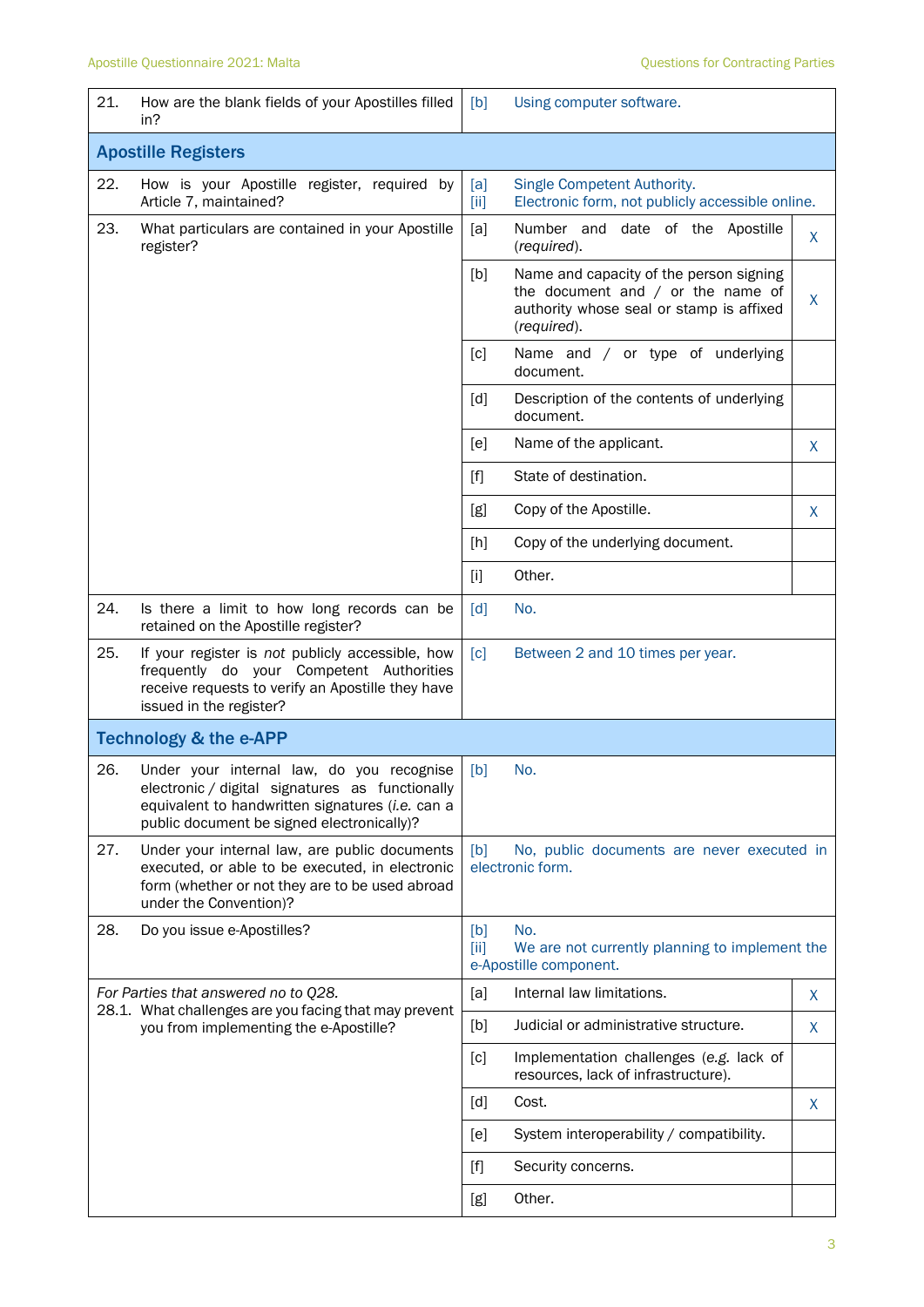| | | | |
|---|---|---|---|
| 21. How are the blank fields of your Apostilles filled in? | [b] Using computer software. | | |
| **Apostille Registers** | | | |
| 22. How is your Apostille register, required by Article 7, maintained? | [a] Single Competent Authority.<br>[ii] Electronic form, not publicly accessible online. | | |
| 23. What particulars are contained in your Apostille register? | [a] | Number and date of the Apostille (*required*). | X |
| | [b] | Name and capacity of the person signing the document and / or the name of authority whose seal or stamp is affixed (*required*). | X |
| | [c] | Name and / or type of underlying document. | |
| | [d] | Description of the contents of underlying document. | |
| | [e] | Name of the applicant. | X |
| | [f] | State of destination. | |
| | [g] | Copy of the Apostille. | X |
| | [h] | Copy of the underlying document. | |
| | [i] | Other. | |
| 24. Is there a limit to how long records can be retained on the Apostille register? | [d] No. | | |
| 25. If your register is *not* publicly accessible, how frequently do your Competent Authorities receive requests to verify an Apostille they have issued in the register? | [c] Between 2 and 10 times per year. | | |
| **Technology & the e-APP** | | | |
| 26. Under your internal law, do you recognise electronic / digital signatures as functionally equivalent to handwritten signatures (*i.e.* can a public document be signed electronically)? | [b] No. | | |
| 27. Under your internal law, are public documents executed, or able to be executed, in electronic form (whether or not they are to be used abroad under the Convention)? | [b] No, public documents are never executed in electronic form. | | |
| 28. Do you issue e-Apostilles? | [b] No.<br>[ii] We are not currently planning to implement the e-Apostille component. | | |
| *For Parties that answered no to Q28.*<br>28.1. What challenges are you facing that may prevent you from implementing the e-Apostille? | [a] | Internal law limitations. | X |
| | [b] | Judicial or administrative structure. | X |
| | [c] | Implementation challenges (*e.g.* lack of resources, lack of infrastructure). | |
| | [d] | Cost. | X |
| | [e] | System interoperability / compatibility. | |
| | [f] | Security concerns. | |
| | [g] | Other. | |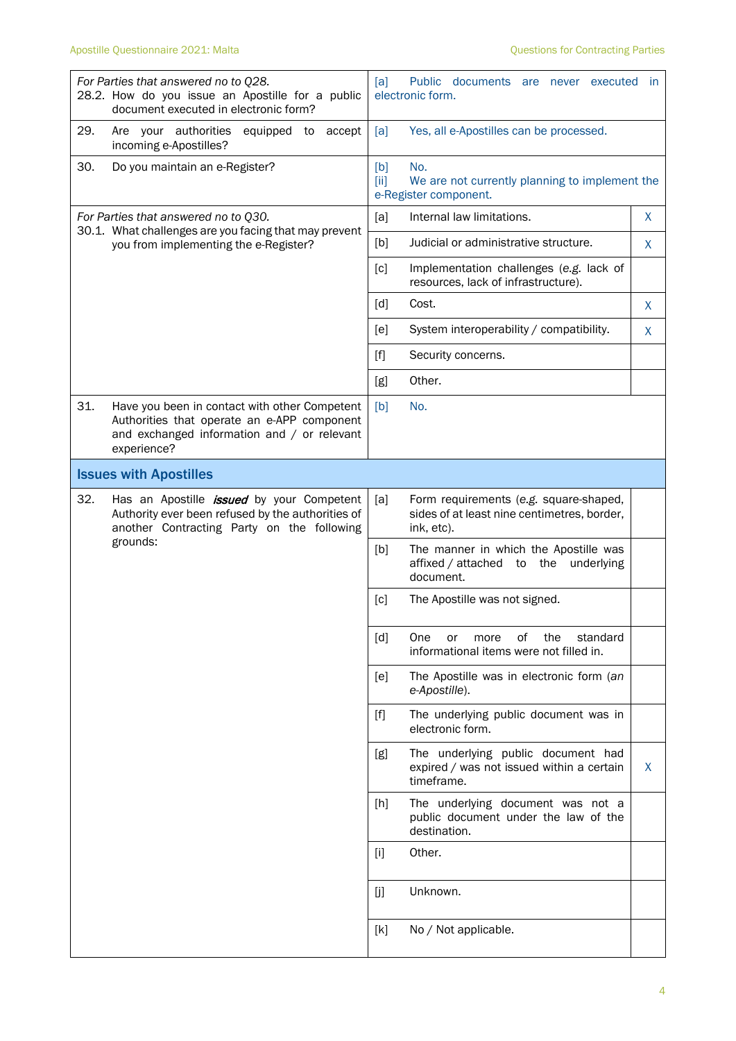| Question | Answer | |
|---|---|---|
| *For Parties that answered no to Q28.* 28.2. How do you issue an Apostille for a public document executed in electronic form? | [a] Public documents are never executed in electronic form. | |
| 29. Are your authorities equipped to accept incoming e-Apostilles? | [a] Yes, all e-Apostilles can be processed. | |
| 30. Do you maintain an e-Register? | [b] No. [ii] We are not currently planning to implement the e-Register component. | |
| *For Parties that answered no to Q30.* 30.1. What challenges are you facing that may prevent you from implementing the e-Register? | [a] Internal law limitations. | X |
| | [b] Judicial or administrative structure. | X |
| | [c] Implementation challenges (*e.g.* lack of resources, lack of infrastructure). | |
| | [d] Cost. | X |
| | [e] System interoperability / compatibility. | X |
| | [f] Security concerns. | |
| | [g] Other. | |
| 31. Have you been in contact with other Competent Authorities that operate an e-APP component and exchanged information and / or relevant experience? | [b] No. | |

## Issues with Apostilles

| Question | Answer | |
|---|---|---|
| 32. Has an Apostille ***issued*** by your Competent Authority ever been refused by the authorities of another Contracting Party on the following grounds: | [a] Form requirements (e.g. square-shaped, sides of at least nine centimetres, border, ink, etc). | |
| | [b] The manner in which the Apostille was affixed / attached to the underlying document. | |
| | [c] The Apostille was not signed. | |
| | [d] One or more of the standard informational items were not filled in. | |
| | [e] The Apostille was in electronic form (*an e-Apostille*). | |
| | [f] The underlying public document was in electronic form. | |
| | [g] The underlying public document had expired / was not issued within a certain timeframe. | X |
| | [h] The underlying document was not a public document under the law of the destination. | |
| | [i] Other. | |
| | [j] Unknown. | |
| | [k] No / Not applicable. | |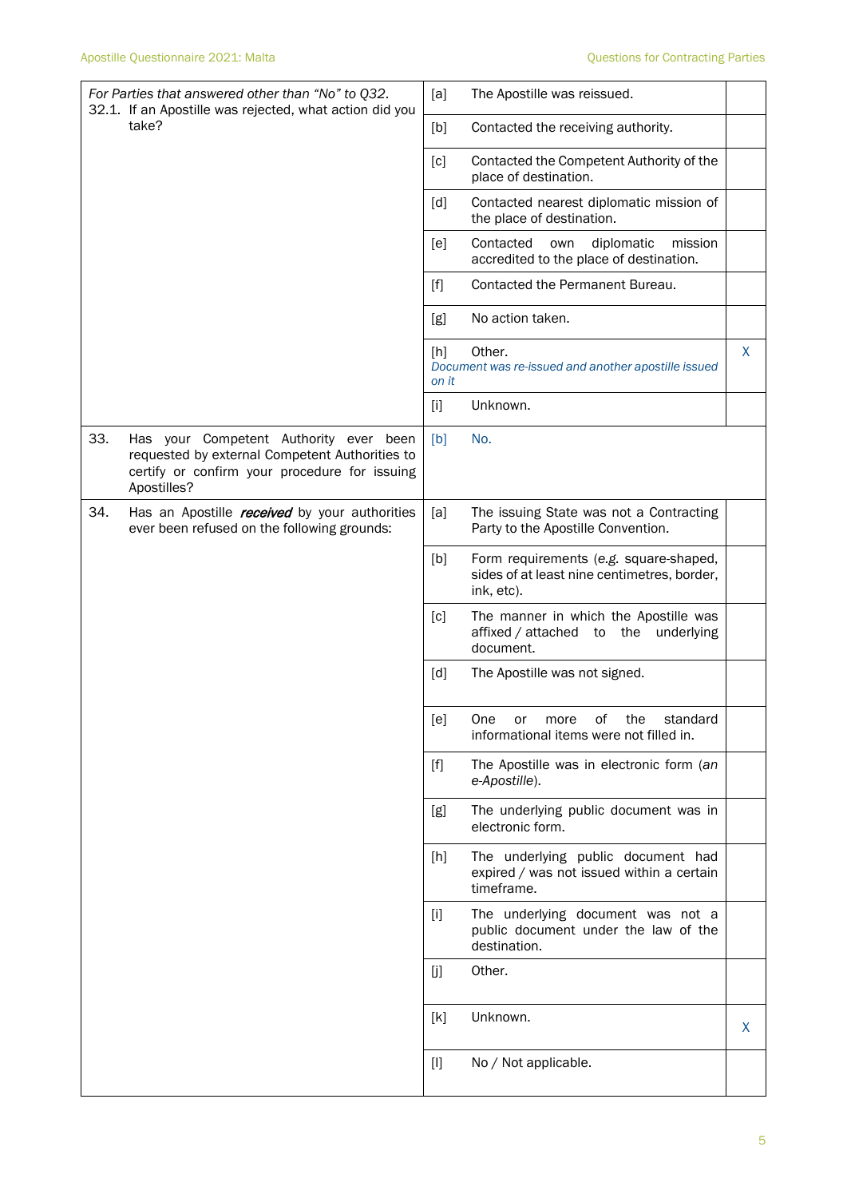| Question | Option | Answer | Mark |
|---|---|---|---|
| *For Parties that answered other than "No" to Q32.* 32.1. If an Apostille was rejected, what action did you take? | [a] | The Apostille was reissued. | |
| | [b] | Contacted the receiving authority. | |
| | [c] | Contacted the Competent Authority of the place of destination. | |
| | [d] | Contacted nearest diplomatic mission of the place of destination. | |
| | [e] | Contacted own diplomatic mission accredited to the place of destination. | |
| | [f] | Contacted the Permanent Bureau. | |
| | [g] | No action taken. | |
| | [h] | Other. *Document was re-issued and another apostille issued on it* | X |
| | [i] | Unknown. | |
| 33. Has your Competent Authority ever been requested by external Competent Authorities to certify or confirm your procedure for issuing Apostilles? | [b] | No. | |
| 34. Has an Apostille ***received*** by your authorities ever been refused on the following grounds: | [a] | The issuing State was not a Contracting Party to the Apostille Convention. | |
| | [b] | Form requirements (*e.g.* square-shaped, sides of at least nine centimetres, border, ink, etc). | |
| | [c] | The manner in which the Apostille was affixed / attached to the underlying document. | |
| | [d] | The Apostille was not signed. | |
| | [e] | One or more of the standard informational items were not filled in. | |
| | [f] | The Apostille was in electronic form (*an e-Apostille*). | |
| | [g] | The underlying public document was in electronic form. | |
| | [h] | The underlying public document had expired / was not issued within a certain timeframe. | |
| | [i] | The underlying document was not a public document under the law of the destination. | |
| | [j] | Other. | |
| | [k] | Unknown. | X |
| | [l] | No / Not applicable. | |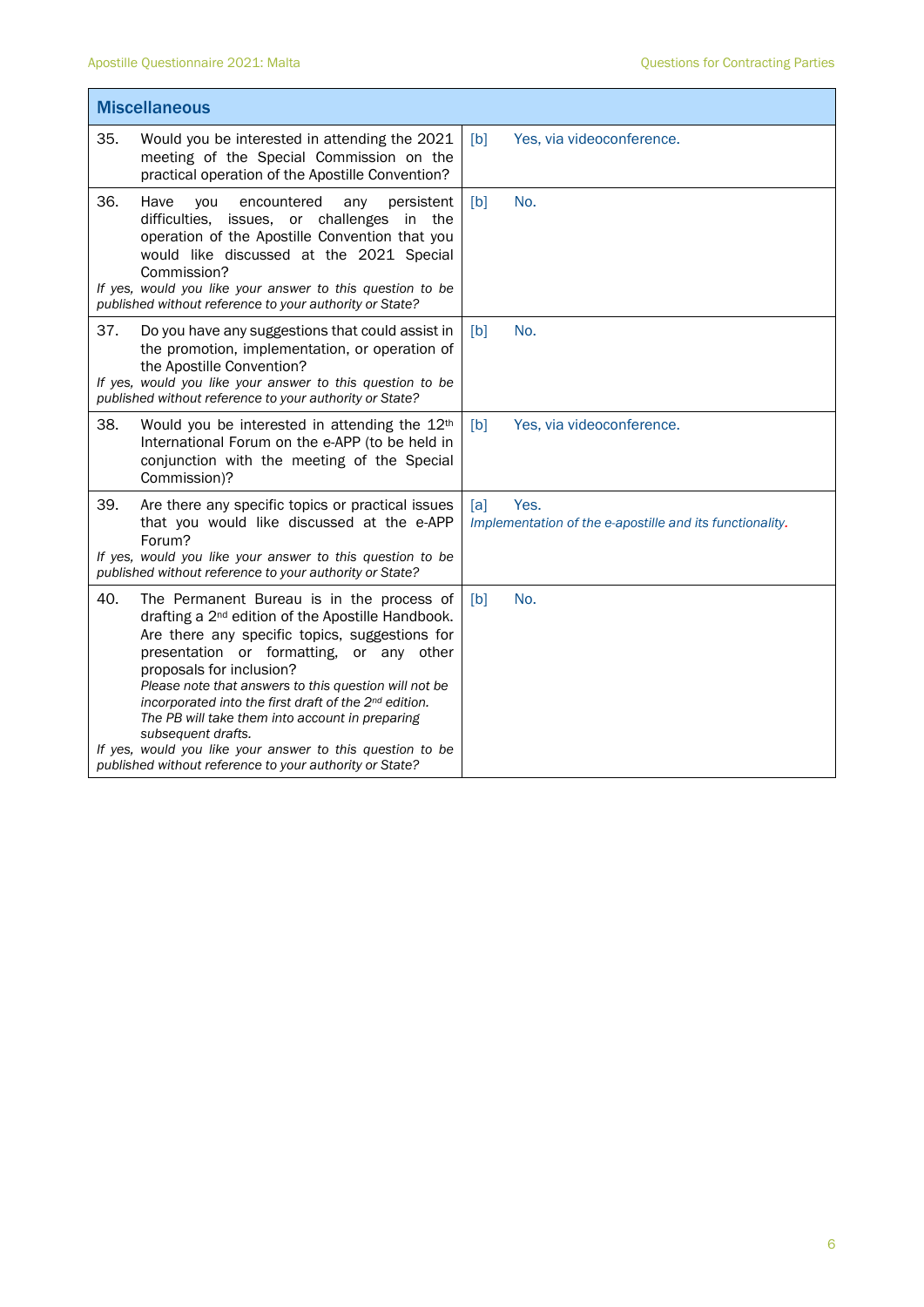| Miscellaneous | |
|---|---|
| 35. Would you be interested in attending the 2021 meeting of the Special Commission on the practical operation of the Apostille Convention? | [b] Yes, via videoconference. |
| 36. Have you encountered any persistent difficulties, issues, or challenges in the operation of the Apostille Convention that you would like discussed at the 2021 Special Commission?<br>*If yes, would you like your answer to this question to be published without reference to your authority or State?* | [b] No. |
| 37. Do you have any suggestions that could assist in the promotion, implementation, or operation of the Apostille Convention?<br>*If yes, would you like your answer to this question to be published without reference to your authority or State?* | [b] No. |
| 38. Would you be interested in attending the 12th International Forum on the e-APP (to be held in conjunction with the meeting of the Special Commission)? | [b] Yes, via videoconference. |
| 39. Are there any specific topics or practical issues that you would like discussed at the e-APP Forum?<br>*If yes, would you like your answer to this question to be published without reference to your authority or State?* | [a] Yes.<br>*Implementation of the e-apostille and its functionality.* |
| 40. The Permanent Bureau is in the process of drafting a 2nd edition of the Apostille Handbook. Are there any specific topics, suggestions for presentation or formatting, or any other proposals for inclusion?<br>*Please note that answers to this question will not be incorporated into the first draft of the 2nd edition. The PB will take them into account in preparing subsequent drafts.*<br>*If yes, would you like your answer to this question to be published without reference to your authority or State?* | [b] No. |